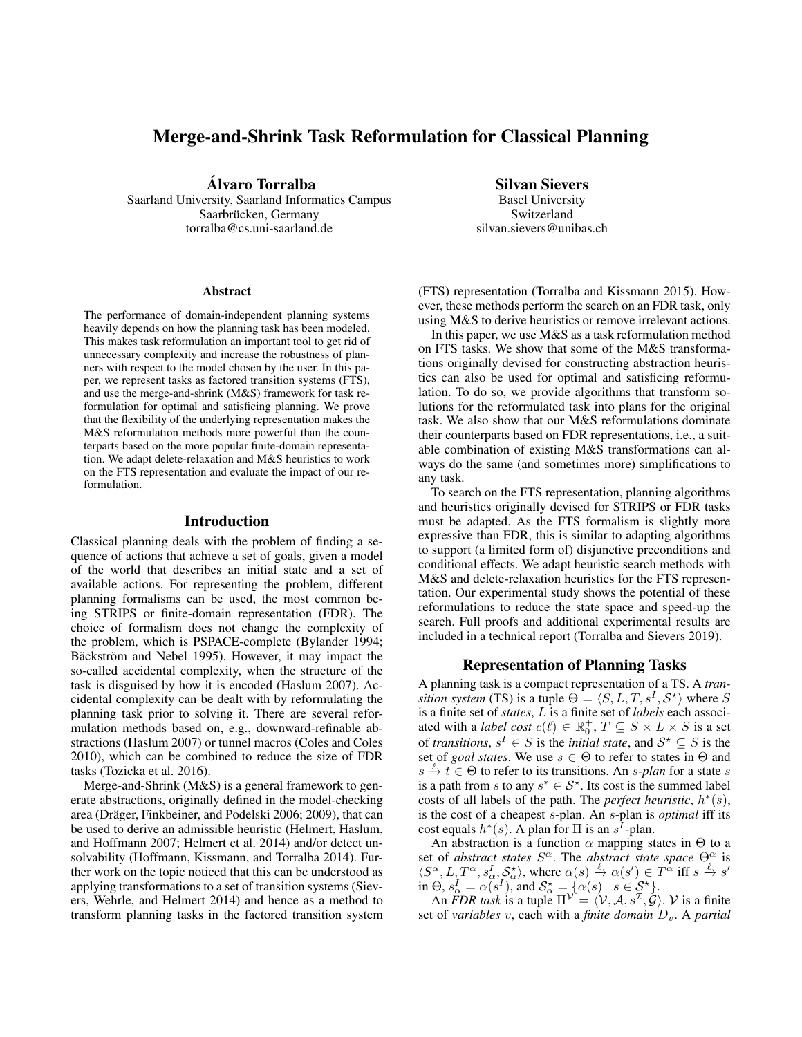# Merge-and-Shrink Task Reformulation for Classical Planning

**Álvaro Torralba**
Saarland University, Saarland Informatics Campus
Saarbrücken, Germany
torralba@cs.uni-saarland.de

**Silvan Sievers**
Basel University
Switzerland
silvan.sievers@unibas.ch

### Abstract

The performance of domain-independent planning systems heavily depends on how the planning task has been modeled. This makes task reformulation an important tool to get rid of unnecessary complexity and increase the robustness of planners with respect to the model chosen by the user. In this paper, we represent tasks as factored transition systems (FTS), and use the merge-and-shrink (M&S) framework for task reformulation for optimal and satisficing planning. We prove that the flexibility of the underlying representation makes the M&S reformulation methods more powerful than the counterparts based on the more popular finite-domain representation. We adapt delete-relaxation and M&S heuristics to work on the FTS representation and evaluate the impact of our reformulation.

## Introduction

Classical planning deals with the problem of finding a sequence of actions that achieve a set of goals, given a model of the world that describes an initial state and a set of available actions. For representing the problem, different planning formalisms can be used, the most common being STRIPS or finite-domain representation (FDR). The choice of formalism does not change the complexity of the problem, which is PSPACE-complete (Bylander 1994; Bäckström and Nebel 1995). However, it may impact the so-called accidental complexity, when the structure of the task is disguised by how it is encoded (Haslum 2007). Accidental complexity can be dealt with by reformulating the planning task prior to solving it. There are several reformulation methods based on, e.g., downward-refinable abstractions (Haslum 2007) or tunnel macros (Coles and Coles 2010), which can be combined to reduce the size of FDR tasks (Tozicka et al. 2016).

Merge-and-Shrink (M&S) is a general framework to generate abstractions, originally defined in the model-checking area (Dräger, Finkbeiner, and Podelski 2006; 2009), that can be used to derive an admissible heuristic (Helmert, Haslum, and Hoffmann 2007; Helmert et al. 2014) and/or detect unsolvability (Hoffmann, Kissmann, and Torralba 2014). Further work on the topic noticed that this can be understood as applying transformations to a set of transition systems (Sievers, Wehrle, and Helmert 2014) and hence as a method to transform planning tasks in the factored transition system (FTS) representation (Torralba and Kissmann 2015). However, these methods perform the search on an FDR task, only using M&S to derive heuristics or remove irrelevant actions.

In this paper, we use M&S as a task reformulation method on FTS tasks. We show that some of the M&S transformations originally devised for constructing abstraction heuristics can also be used for optimal and satisficing reformulation. To do so, we provide algorithms that transform solutions for the reformulated task into plans for the original task. We also show that our M&S reformulations dominate their counterparts based on FDR representations, i.e., a suitable combination of existing M&S transformations can always do the same (and sometimes more) simplifications to any task.

To search on the FTS representation, planning algorithms and heuristics originally devised for STRIPS or FDR tasks must be adapted. As the FTS formalism is slightly more expressive than FDR, this is similar to adapting algorithms to support (a limited form of) disjunctive preconditions and conditional effects. We adapt heuristic search methods with M&S and delete-relaxation heuristics for the FTS representation. Our experimental study shows the potential of these reformulations to reduce the state space and speed-up the search. Full proofs and additional experimental results are included in a technical report (Torralba and Sievers 2019).

## Representation of Planning Tasks

A planning task is a compact representation of a TS. A *transition system* (TS) is a tuple $\Theta = \langle S, L, T, s^I, \mathcal{S}^\star \rangle$ where $S$ is a finite set of *states*, $L$ is a finite set of *labels* each associated with a *label cost* $c(\ell) \in \mathbb{R}^+_0$, $T \subseteq S \times L \times S$ is a set of *transitions*, $s^I \in S$ is the *initial state*, and $\mathcal{S}^\star \subseteq S$ is the set of *goal states*. We use $s \in \Theta$ to refer to states in $\Theta$ and $s \xrightarrow{\ell} t \in \Theta$ to refer to its transitions. An *s-plan* for a state $s$ is a path from $s$ to any $s^* \in \mathcal{S}^\star$. Its cost is the summed label costs of all labels of the path. The *perfect heuristic*, $h^*(s)$, is the cost of a cheapest $s$-plan. An $s$-plan is *optimal* iff its cost equals $h^*(s)$. A plan for $\Pi$ is an $s^I$-plan.

An abstraction is a function $\alpha$ mapping states in $\Theta$ to a set of *abstract states* $S^\alpha$. The *abstract state space* $\Theta^\alpha$ is $\langle S^\alpha, L, T^\alpha, s^I_\alpha, \mathcal{S}^\star_\alpha \rangle$, where $\alpha(s) \xrightarrow{\ell} \alpha(s') \in T^\alpha$ iff $s \xrightarrow{\ell} s'$ in $\Theta$, $s^I_\alpha = \alpha(s^I)$, and $\mathcal{S}^\star_\alpha = \{\alpha(s) \mid s \in \mathcal{S}^\star\}$.

An *FDR task* is a tuple $\Pi^\mathcal{V} = \langle \mathcal{V}, \mathcal{A}, s^\mathcal{I}, \mathcal{G} \rangle$. $\mathcal{V}$ is a finite set of *variables* $v$, each with a *finite domain* $D_v$. A *partial*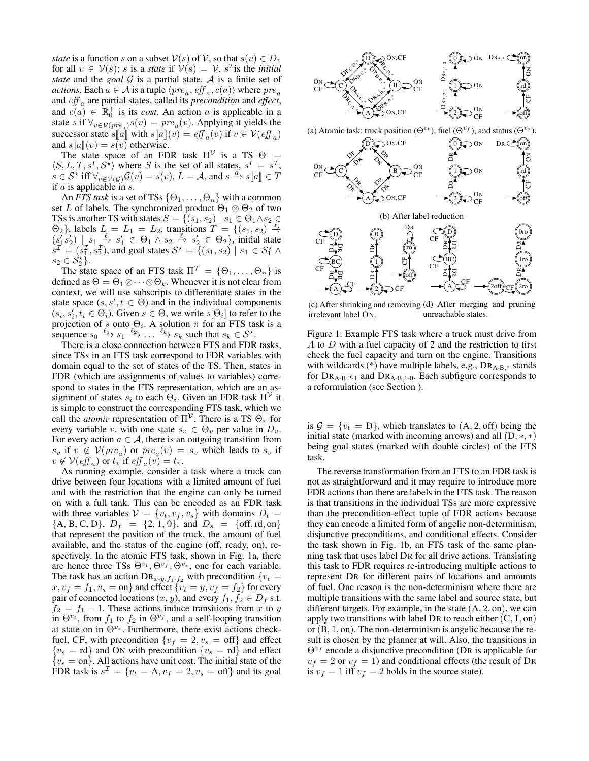*state* is a function $s$ on a subset $\mathcal{V}(s)$ of $\mathcal{V}$, so that $s(v) \in D_v$ for all $v \in \mathcal{V}(s)$; $s$ is a *state* if $\mathcal{V}(s) = \mathcal{V}$. $s^{\mathcal{I}}$ is the *initial state* and the *goal* $\mathcal{G}$ is a partial state. $\mathcal{A}$ is a finite set of *actions*. Each $a \in \mathcal{A}$ is a tuple $\langle pre_a, eff_a, c(a)\rangle$ where $pre_a$ and $eff_a$ are partial states, called its *precondition* and *effect*, and $c(a) \in \mathbb{R}_0^+$ is its *cost*. An action $a$ is applicable in a state $s$ if $\forall_{v \in \mathcal{V}(pre_a)} s(v) = pre_a(v)$. Applying it yields the successor state $s[\![a]\!]$ with $s[\![a]\!](v) = eff_a(v)$ if $v \in \mathcal{V}(eff_a)$ and $s[\![a]\!](v) = s(v)$ otherwise.

The state space of an FDR task $\Pi^{\mathcal{V}}$ is a TS $\Theta = \langle S, L, T, s^I, \mathcal{S}^\star\rangle$ where $S$ is the set of all states, $s^I = s^{\mathcal{I}}$, $s \in \mathcal{S}^\star$ iff $\forall_{v \in \mathcal{V}(\mathcal{G})} \mathcal{G}(v) = s(v)$, $L = \mathcal{A}$, and $s \xrightarrow{a} s[\![a]\!] \in T$ if $a$ is applicable in $s$.

An *FTS task* is a set of TSs $\{\Theta_1, \dots, \Theta_n\}$ with a common set $L$ of labels. The synchronized product $\Theta_1 \otimes \Theta_2$ of two TSs is another TS with states $S = \{(s_1, s_2) \mid s_1 \in \Theta_1 \wedge s_2 \in \Theta_2\}$, labels $L = L_1 = L_2$, transitions $T = \{(s_1, s_2) \xrightarrow{\ell} (s_1' s_2') \mid s_1 \xrightarrow{\ell} s_1' \in \Theta_1 \wedge s_2 \xrightarrow{\ell} s_2' \in \Theta_2\}$, initial state $s^{\mathcal{I}} = (s_1^{\mathcal{I}}, s_2^{\mathcal{I}})$, and goal states $\mathcal{S}^\star = \{(s_1, s_2) \mid s_1 \in \mathcal{S}_1^\star \wedge s_2 \in \mathcal{S}_2^\star\}$.

The state space of an FTS task $\Pi^{\mathcal{T}} = \{\Theta_1, \dots, \Theta_n\}$ is defined as $\Theta = \Theta_1 \otimes \dots \otimes \Theta_k$. Whenever it is not clear from context, we will use subscripts to differentiate states in the state space $(s, s', t \in \Theta)$ and in the individual components $(s_i, s_i', t_i \in \Theta_i)$. Given $s \in \Theta$, we write $s[\Theta_i]$ to refer to the projection of $s$ onto $\Theta_i$. A solution $\pi$ for an FTS task is a sequence $s_0 \xrightarrow{\ell_1} s_1 \xrightarrow{\ell_2} \dots \xrightarrow{\ell_k} s_k$ such that $s_k \in \mathcal{S}^\star$.

There is a close connection between FTS and FDR tasks, since TSs in an FTS task correspond to FDR variables with domain equal to the set of states of the TS. Then, states in FDR (which are assignments of values to variables) correspond to states in the FTS representation, which are an assignment of states $s_i$ to each $\Theta_i$. Given an FDR task $\Pi^{\mathcal{V}}$ it is simple to construct the corresponding FTS task, which we call the *atomic* representation of $\Pi^{\mathcal{V}}$. There is a TS $\Theta_v$ for every variable $v$, with one state $s_v \in \Theta_v$ per value in $D_v$. For every action $a \in \mathcal{A}$, there is an outgoing transition from $s_v$ if $v \notin \mathcal{V}(pre_a)$ or $pre_a(v) = s_v$ which leads to $s_v$ if $v \notin \mathcal{V}(eff_a)$ or $t_v$ if $eff_a(v) = t_v$.

As running example, consider a task where a truck can drive between four locations with a limited amount of fuel and with the restriction that the engine can only be turned on with a full tank. This can be encoded as an FDR task with three variables $\mathcal{V} = \{v_t, v_f, v_s\}$ with domains $D_t = \{\text{A}, \text{B}, \text{C}, \text{D}\}$, $D_f = \{2, 1, 0\}$, and $D_s = \{\text{off}, \text{rd}, \text{on}\}$ that represent the position of the truck, the amount of fuel available, and the status of the engine (off, ready, on), respectively. In the atomic FTS task, shown in Fig. 1a, there are hence three TSs $\Theta^{v_t}, \Theta^{v_f}, \Theta^{v_s}$, one for each variable. The task has an action $\text{DR}_{x\text{-}y, f_1\text{-}f_2}$ with precondition $\{v_t = x, v_f = f_1, v_s = \text{on}\}$ and effect $\{v_t = y, v_f = f_2\}$ for every pair of connected locations $(x, y)$, and every $f_1, f_2 \in D_f$ s.t. $f_2 = f_1 - 1$. These actions induce transitions from $x$ to $y$ in $\Theta^{v_t}$, from $f_1$ to $f_2$ in $\Theta^{v_f}$, and a self-looping transition at state on in $\Theta^{v_s}$. Furthermore, there exist actions check-fuel, CF, with precondition $\{v_f = 2, v_s = \text{off}\}$ and effect $\{v_s = \text{rd}\}$ and ON with precondition $\{v_s = \text{rd}\}$ and effect $\{v_s = \text{on}\}$. All actions have unit cost. The initial state of the FDR task is $s^{\mathcal{I}} = \{v_t = \text{A}, v_f = 2, v_s = \text{off}\}$ and its goal is $\mathcal{G} = \{v_t = \text{D}\}$, which translates to $(\text{A}, 2, \text{off})$ being the initial state (marked with incoming arrows) and all $(\text{D}, *, *)$ being goal states (marked with double circles) of the FTS task.

(a) Atomic task: truck position ($\Theta^{v_t}$), fuel ($\Theta^{v_f}$), and status ($\Theta^{v_s}$).

(b) After label reduction

(c) After shrinking and removing irrelevant label ON.

(d) After merging and pruning unreachable states.

Figure 1: Example FTS task where a truck must drive from $A$ to $D$ with a fuel capacity of 2 and the restriction to first check the fuel capacity and turn on the engine. Transitions with wildcards (*) have multiple labels, e.g., $\text{DR}_{\text{A-B},*}$ stands for $\text{DR}_{\text{A-B},2\text{-}1}$ and $\text{DR}_{\text{A-B},1\text{-}0}$. Each subfigure corresponds to a reformulation (see Section ).

The reverse transformation from an FTS to an FDR task is not as straightforward and it may require to introduce more FDR actions than there are labels in the FTS task. The reason is that transitions in the individual TSs are more expressive than the precondition-effect tuple of FDR actions because they can encode a limited form of angelic non-determinism, disjunctive preconditions, and conditional effects. Consider the task shown in Fig. 1b, an FTS task of the same planning task that uses label DR for all drive actions. Translating this task to FDR requires re-introducing multiple actions to represent DR for different pairs of locations and amounts of fuel. One reason is the non-determinism where there are multiple transitions with the same label and source state, but different targets. For example, in the state (A, 2, on), we can apply two transitions with label DR to reach either (C, 1, on) or (B, 1, on). The non-determinism is angelic because the result is chosen by the planner at will. Also, the transitions in $\Theta^{v_f}$ encode a disjunctive precondition (DR is applicable for $v_f = 2$ or $v_f = 1$) and conditional effects (the result of DR is $v_f = 1$ iff $v_f = 2$ holds in the source state).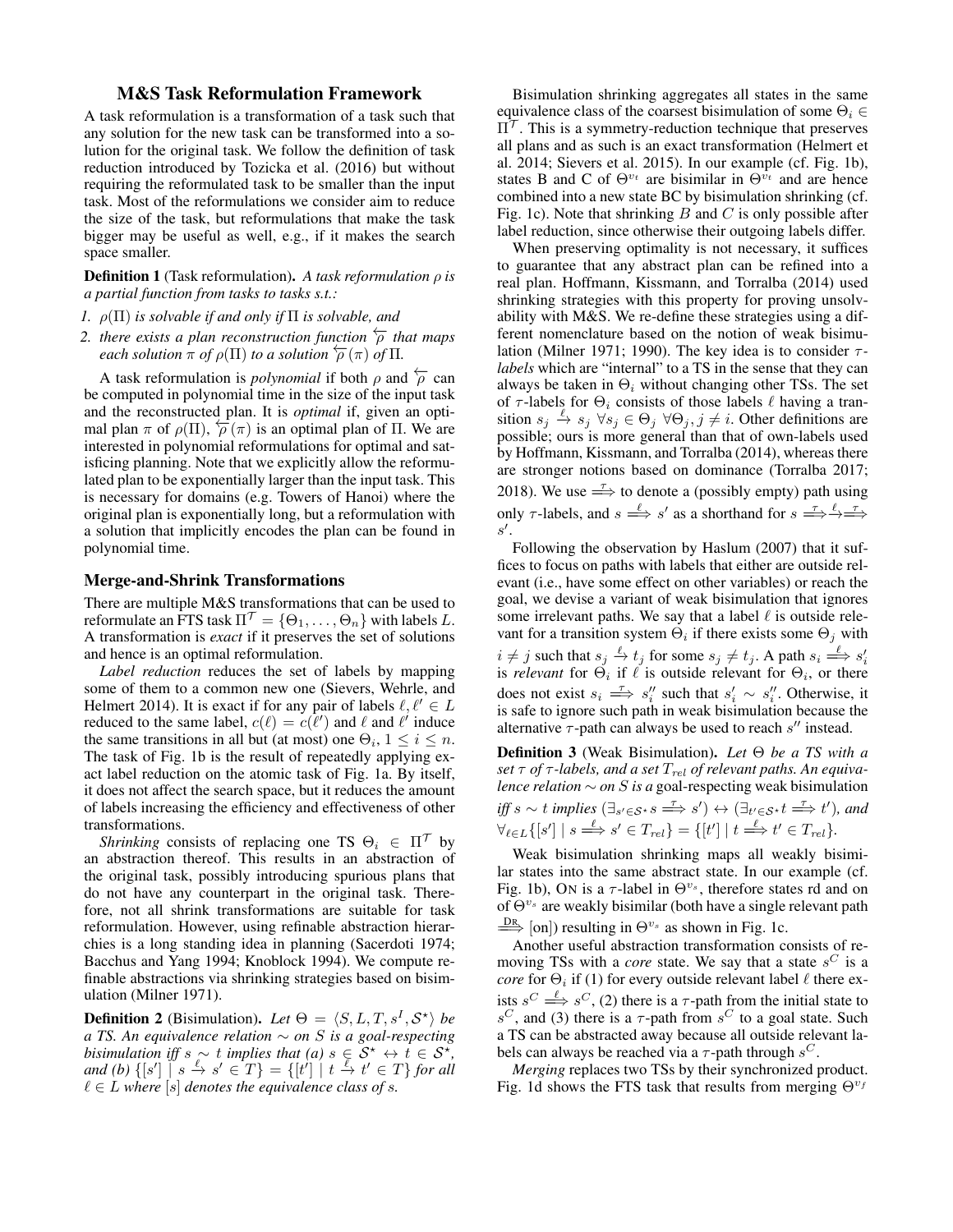## M&S Task Reformulation Framework

A task reformulation is a transformation of a task such that any solution for the new task can be transformed into a solution for the original task. We follow the definition of task reduction introduced by Tozicka et al. (2016) but without requiring the reformulated task to be smaller than the input task. Most of the reformulations we consider aim to reduce the size of the task, but reformulations that make the task bigger may be useful as well, e.g., if it makes the search space smaller.

**Definition 1** (Task reformulation). *A task reformulation $\rho$ is a partial function from tasks to tasks s.t.:*

1. *$\rho(\Pi)$ is solvable if and only if $\Pi$ is solvable, and*
2. *there exists a plan reconstruction function $\overleftarrow{\rho}$ that maps each solution $\pi$ of $\rho(\Pi)$ to a solution $\overleftarrow{\rho}(\pi)$ of $\Pi$.*

A task reformulation is *polynomial* if both $\rho$ and $\overleftarrow{\rho}$ can be computed in polynomial time in the size of the input task and the reconstructed plan. It is *optimal* if, given an optimal plan $\pi$ of $\rho(\Pi)$, $\overleftarrow{\rho}(\pi)$ is an optimal plan of $\Pi$. We are interested in polynomial reformulations for optimal and satisficing planning. Note that we explicitly allow the reformulated plan to be exponentially larger than the input task. This is necessary for domains (e.g. Towers of Hanoi) where the original plan is exponentially long, but a reformulation with a solution that implicitly encodes the plan can be found in polynomial time.

### Merge-and-Shrink Transformations

There are multiple M&S transformations that can be used to reformulate an FTS task $\Pi^{\mathcal{T}} = \{\Theta_1, \dots, \Theta_n\}$ with labels $L$. A transformation is *exact* if it preserves the set of solutions and hence is an optimal reformulation.

*Label reduction* reduces the set of labels by mapping some of them to a common new one (Sievers, Wehrle, and Helmert 2014). It is exact if for any pair of labels $\ell, \ell' \in L$ reduced to the same label, $c(\ell) = c(\ell')$ and $\ell$ and $\ell'$ induce the same transitions in all but (at most) one $\Theta_i$, $1 \leq i \leq n$. The task of Fig. 1b is the result of repeatedly applying exact label reduction on the atomic task of Fig. 1a. By itself, it does not affect the search space, but it reduces the amount of labels increasing the efficiency and effectiveness of other transformations.

*Shrinking* consists of replacing one TS $\Theta_i \in \Pi^{\mathcal{T}}$ by an abstraction thereof. This results in an abstraction of the original task, possibly introducing spurious plans that do not have any counterpart in the original task. Therefore, not all shrink transformations are suitable for task reformulation. However, using refinable abstraction hierarchies is a long standing idea in planning (Sacerdoti 1974; Bacchus and Yang 1994; Knoblock 1994). We compute refinable abstractions via shrinking strategies based on bisimulation (Milner 1971).

**Definition 2** (Bisimulation). *Let $\Theta = \langle S, L, T, s^I, \mathcal{S}^\star \rangle$ be a TS. An equivalence relation $\sim$ on $S$ is a goal-respecting bisimulation iff $s \sim t$ implies that (a) $s \in \mathcal{S}^\star \leftrightarrow t \in \mathcal{S}^\star$, and (b) $\{[s'] \mid s \xrightarrow{\ell} s' \in T\} = \{[t'] \mid t \xrightarrow{\ell} t' \in T\}$ for all $\ell \in L$ where $[s]$ denotes the equivalence class of $s$.*

Bisimulation shrinking aggregates all states in the same equivalence class of the coarsest bisimulation of some $\Theta_i \in \Pi^{\mathcal{T}}$. This is a symmetry-reduction technique that preserves all plans and as such is an exact transformation (Helmert et al. 2014; Sievers et al. 2015). In our example (cf. Fig. 1b), states B and C of $\Theta^{v_t}$ are bisimilar in $\Theta^{v_t}$ and are hence combined into a new state BC by bisimulation shrinking (cf. Fig. 1c). Note that shrinking $B$ and $C$ is only possible after label reduction, since otherwise their outgoing labels differ.

When preserving optimality is not necessary, it suffices to guarantee that any abstract plan can be refined into a real plan. Hoffmann, Kissmann, and Torralba (2014) used shrinking strategies with this property for proving unsolvability with M&S. We re-define these strategies using a different nomenclature based on the notion of weak bisimulation (Milner 1971; 1990). The key idea is to consider $\tau$-*labels* which are "internal" to a TS in the sense that they can always be taken in $\Theta_i$ without changing other TSs. The set of $\tau$-labels for $\Theta_i$ consists of those labels $\ell$ having a transition $s_j \xrightarrow{\ell} s_j$ $\forall s_j \in \Theta_j$ $\forall \Theta_j, j \neq i$. Other definitions are possible; ours is more general than that of own-labels used by Hoffmann, Kissmann, and Torralba (2014), whereas there are stronger notions based on dominance (Torralba 2017; 2018). We use $\overset{\tau}{\Longrightarrow}$ to denote a (possibly empty) path using only $\tau$-labels, and $s \overset{\ell}{\Longrightarrow} s'$ as a shorthand for $s \overset{\tau}{\Longrightarrow}\xrightarrow{\ell}\overset{\tau}{\Longrightarrow} s'$.

Following the observation by Haslum (2007) that it suffices to focus on paths with labels that either are outside relevant (i.e., have some effect on other variables) or reach the goal, we devise a variant of weak bisimulation that ignores some irrelevant paths. We say that a label $\ell$ is outside relevant for a transition system $\Theta_i$ if there exists some $\Theta_j$ with $i \neq j$ such that $s_j \xrightarrow{\ell} t_j$ for some $s_j \neq t_j$. A path $s_i \overset{\ell}{\Longrightarrow} s_i'$ is *relevant* for $\Theta_i$ if $\ell$ is outside relevant for $\Theta_i$, or there does not exist $s_i \overset{\tau}{\Longrightarrow} s_i''$ such that $s_i' \sim s_i''$. Otherwise, it is safe to ignore such path in weak bisimulation because the alternative $\tau$-path can always be used to reach $s''$ instead.

**Definition 3** (Weak Bisimulation). *Let $\Theta$ be a TS with a set $\tau$ of $\tau$-labels, and a set $T_{rel}$ of relevant paths. An equivalence relation $\sim$ on $S$ is a goal-respecting weak bisimulation iff $s \sim t$ implies $(\exists_{s' \in \mathcal{S}^\star} s \overset{\tau}{\Longrightarrow} s') \leftrightarrow (\exists_{t' \in \mathcal{S}^\star} t \overset{\tau}{\Longrightarrow} t')$, and $\forall_{\ell \in L} \{[s'] \mid s \overset{\ell}{\Longrightarrow} s' \in T_{rel}\} = \{[t'] \mid t \overset{\ell}{\Longrightarrow} t' \in T_{rel}\}$.*

Weak bisimulation shrinking maps all weakly bisimilar states into the same abstract state. In our example (cf. Fig. 1b), ON is a $\tau$-label in $\Theta^{v_s}$, therefore states rd and on of $\Theta^{v_s}$ are weakly bisimilar (both have a single relevant path $\overset{\text{DR}}{\Longrightarrow}$ [on]) resulting in $\Theta^{v_s}$ as shown in Fig. 1c.

Another useful abstraction transformation consists of removing TSs with a *core* state. We say that a state $s^C$ is a *core* for $\Theta_i$ if (1) for every outside relevant label $\ell$ there exists $s^C \overset{\ell}{\Longrightarrow} s^C$, (2) there is a $\tau$-path from the initial state to $s^C$, and (3) there is a $\tau$-path from $s^C$ to a goal state. Such a TS can be abstracted away because all outside relevant labels can always be reached via a $\tau$-path through $s^C$.

*Merging* replaces two TSs by their synchronized product. Fig. 1d shows the FTS task that results from merging $\Theta^{v_f}$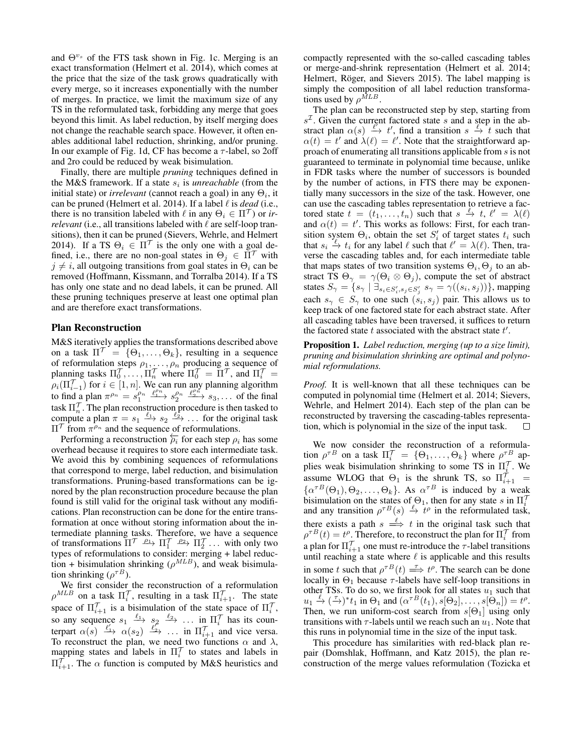and $\Theta^{v_s}$ of the FTS task shown in Fig. 1c. Merging is an exact transformation (Helmert et al. 2014), which comes at the price that the size of the task grows quadratically with every merge, so it increases exponentially with the number of merges. In practice, we limit the maximum size of any TS in the reformulated task, forbidding any merge that goes beyond this limit. As label reduction, by itself merging does not change the reachable search space. However, it often enables additional label reduction, shrinking, and/or pruning. In our example of Fig. 1d, CF has become a $\tau$-label, so 2off and 2ro could be reduced by weak bisimulation.

Finally, there are multiple *pruning* techniques defined in the M&S framework. If a state $s_i$ is *unreachable* (from the initial state) or *irrelevant* (cannot reach a goal) in any $\Theta_i$, it can be pruned (Helmert et al. 2014). If a label $\ell$ is *dead* (i.e., there is no transition labeled with $\ell$ in any $\Theta_i \in \Pi^{\mathcal{T}}$) or *irrelevant* (i.e., all transitions labeled with $\ell$ are self-loop transitions), then it can be pruned (Sievers, Wehrle, and Helmert 2014). If a TS $\Theta_i \in \Pi^{\mathcal{T}}$ is the only one with a goal defined, i.e., there are no non-goal states in $\Theta_j \in \Pi^{\mathcal{T}}$ with $j \neq i$, all outgoing transitions from goal states in $\Theta_i$ can be removed (Hoffmann, Kissmann, and Torralba 2014). If a TS has only one state and no dead labels, it can be pruned. All these pruning techniques preserve at least one optimal plan and are therefore exact transformations.

## Plan Reconstruction

M&S iteratively applies the transformations described above on a task $\Pi^{\mathcal{T}} = \{\Theta_1, \ldots, \Theta_k\}$, resulting in a sequence of reformulation steps $\rho_1, \ldots, \rho_n$ producing a sequence of planning tasks $\Pi_0^{\mathcal{T}}, \ldots, \Pi_n^{\mathcal{T}}$ where $\Pi_0^{\mathcal{T}} = \Pi^{\mathcal{T}}$, and $\Pi_i^{\mathcal{T}} = \rho_i(\Pi_{i-1}^{\mathcal{T}})$ for $i \in [1, n]$. We can run any planning algorithm to find a plan $\pi^{\rho_n} = s_1^{\rho_n} \xrightarrow{\ell_1^{\rho_n}} s_2^{\rho_n} \xrightarrow{\ell_2^{\rho_n}} s_3, \ldots$ of the final task $\Pi_n^{\mathcal{T}}$. The plan reconstruction procedure is then tasked to compute a plan $\pi = s_1 \xrightarrow{\ell_1} s_2 \xrightarrow{\ell_2} \ldots$ for the original task $\Pi^{\mathcal{T}}$ from $\pi^{\rho_n}$ and the sequence of reformulations.

Performing a reconstruction $\overleftarrow{\rho_i}$ for each step $\rho_i$ has some overhead because it requires to store each intermediate task. We avoid this by combining sequences of reformulations that correspond to merge, label reduction, and bisimulation transformations. Pruning-based transformations can be ignored by the plan reconstruction procedure because the plan found is still valid for the original task without any modifications. Plan reconstruction can be done for the entire transformation at once without storing information about the intermediate planning tasks. Therefore, we have a sequence of transformations $\Pi^{\mathcal{T}} \xrightarrow{\rho_1} \Pi_1^{\mathcal{T}} \xrightarrow{\rho_2} \Pi_2^{\mathcal{T}} \ldots$ with only two types of reformulations to consider: merging + label reduction + bisimulation shrinking ($\rho^{MLB}$), and weak bisimulation shrinking ($\rho^{\tau B}$).

We first consider the reconstruction of a reformulation $\rho^{MLB}$ on a task $\Pi_i^{\mathcal{T}}$, resulting in a task $\Pi_{i+1}^{\mathcal{T}}$. The state space of $\Pi_{i+1}^{\mathcal{T}}$ is a bisimulation of the state space of $\Pi_i^{\mathcal{T}}$, so any sequence $s_1 \xrightarrow{\ell_1} s_2 \xrightarrow{\ell_2} \ldots$ in $\Pi_i^{\mathcal{T}}$ has its counterpart $\alpha(s) \xrightarrow{\ell'_1} \alpha(s_2) \xrightarrow{\ell'_2} \ldots$ in $\Pi_{i+1}^{\mathcal{T}}$ and vice versa. To reconstruct the plan, we need two functions $\alpha$ and $\lambda$, mapping states and labels in $\Pi_i^{\mathcal{T}}$ to states and labels in $\Pi_{i+1}^{\mathcal{T}}$. The $\alpha$ function is computed by M&S heuristics and compactly represented with the so-called cascading tables or merge-and-shrink representation (Helmert et al. 2014; Helmert, Röger, and Sievers 2015). The label mapping is simply the composition of all label reduction transformations used by $\rho^{MLB}$.

The plan can be reconstructed step by step, starting from $s^{\mathcal{I}}$. Given the current factored state $s$ and a step in the abstract plan $\alpha(s) \xrightarrow{\ell'} t'$, find a transition $s \xrightarrow{\ell} t$ such that $\alpha(t) = t'$ and $\lambda(\ell) = \ell'$. Note that the straightforward approach of enumerating all transitions applicable from $s$ is not guaranteed to terminate in polynomial time because, unlike in FDR tasks where the number of successors is bounded by the number of actions, in FTS there may be exponentially many successors in the size of the task. However, one can use the cascading tables representation to retrieve a factored state $t = (t_1, \ldots, t_n)$ such that $s \xrightarrow{\ell} t$, $\ell' = \lambda(\ell)$ and $\alpha(t) = t'$. This works as follows: First, for each transition system $\Theta_i$, obtain the set $S'_i$ of target states $t_i$ such that $s_i \xrightarrow{\ell} t_i$ for any label $\ell$ such that $\ell' = \lambda(\ell)$. Then, traverse the cascading tables and, for each intermediate table that maps states of two transition systems $\Theta_i, \Theta_j$ to an abstract TS $\Theta_\gamma = \gamma(\Theta_i \otimes \Theta_j)$, compute the set of abstract states $S_\gamma = \{s_\gamma \mid \exists_{s_i \in S'_i, s_j \in S'_j}\ s_\gamma = \gamma((s_i, s_j))\}$, mapping each $s_\gamma \in S_\gamma$ to one such $(s_i, s_j)$ pair. This allows us to keep track of one factored state for each abstract state. After all cascading tables have been traversed, it suffices to return the factored state $t$ associated with the abstract state $t'$.

**Proposition 1.** *Label reduction, merging (up to a size limit), pruning and bisimulation shrinking are optimal and polynomial reformulations.*

*Proof.* It is well-known that all these techniques can be computed in polynomial time (Helmert et al. 2014; Sievers, Wehrle, and Helmert 2014). Each step of the plan can be reconstructed by traversing the cascading-tables representation, which is polynomial in the size of the input task. □

We now consider the reconstruction of a reformulation $\rho^{\tau B}$ on a task $\Pi_i^{\mathcal{T}} = \{\Theta_1, \ldots, \Theta_k\}$ where $\rho^{\tau B}$ applies weak bisimulation shrinking to some TS in $\Pi_i^{\mathcal{T}}$. We assume WLOG that $\Theta_1$ is the shrunk TS, so $\Pi_{i+1}^{\mathcal{T}} = \{\alpha^{\tau B}(\Theta_1), \Theta_2, \ldots, \Theta_k\}$. As $\alpha^{\tau B}$ is induced by a weak bisimulation on the states of $\Theta_1$, then for any state $s$ in $\Pi_i^{\mathcal{T}}$ and any transition $\rho^{\tau B}(s) \xrightarrow{\ell} t^\rho$ in the reformulated task, there exists a path $s \overset{\ell}{\Longrightarrow} t$ in the original task such that $\rho^{\tau B}(t) = t^\rho$. Therefore, to reconstruct the plan for $\Pi_i^{\mathcal{T}}$ from a plan for $\Pi_{i+1}^{\mathcal{T}}$ one must re-introduce the $\tau$-label transitions until reaching a state where $\ell$ is applicable and this results in some $t$ such that $\rho^{\tau B}(t) \overset{\tau}{\Longrightarrow} t^\rho$. The search can be done locally in $\Theta_1$ because $\tau$-labels have self-loop transitions in other TSs. To do so, we first look for all states $u_1$ such that $u_1 \xrightarrow{\ell} (\xrightarrow{\tau})^* t_1$ in $\Theta_1$ and $(\alpha^{\tau B}(t_1), s[\Theta_2], \ldots, s[\Theta_n]) = t^\rho$. Then, we run uniform-cost search from $s[\Theta_1]$ using only transitions with $\tau$-labels until we reach such an $u_1$. Note that this runs in polynomial time in the size of the input task.

This procedure has similarities with red-black plan repair (Domshlak, Hoffmann, and Katz 2015), the plan reconstruction of the merge values reformulation (Tozicka et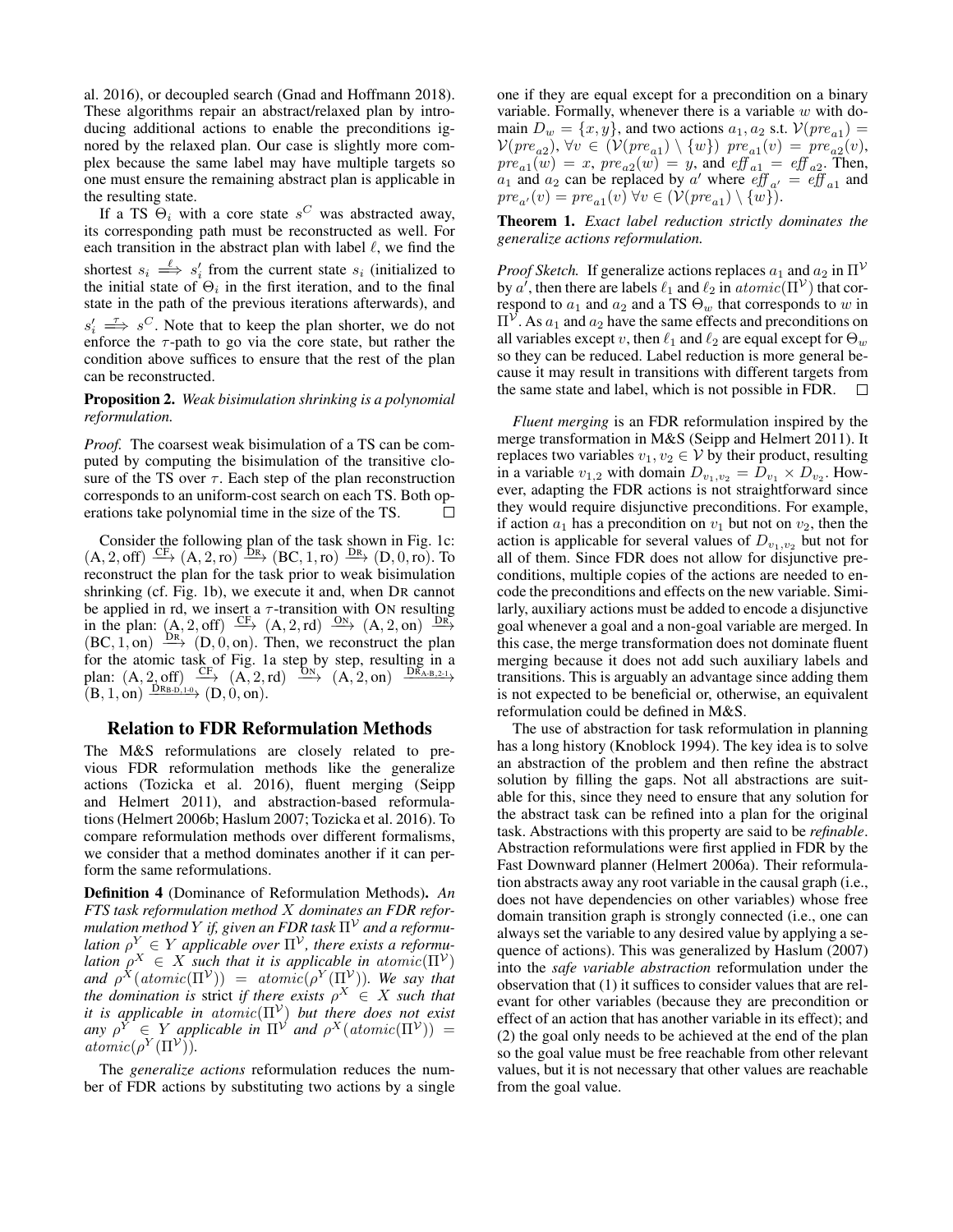al. 2016), or decoupled search (Gnad and Hoffmann 2018). These algorithms repair an abstract/relaxed plan by introducing additional actions to enable the preconditions ignored by the relaxed plan. Our case is slightly more complex because the same label may have multiple targets so one must ensure the remaining abstract plan is applicable in the resulting state.

If a TS $\Theta_i$ with a core state $s^C$ was abstracted away, its corresponding path must be reconstructed as well. For each transition in the abstract plan with label $\ell$, we find the shortest $s_i \overset{\ell}{\Longrightarrow} s_i'$ from the current state $s_i$ (initialized to the initial state of $\Theta_i$ in the first iteration, and to the final state in the path of the previous iterations afterwards), and $s_i' \overset{\tau}{\Longrightarrow} s^C$. Note that to keep the plan shorter, we do not enforce the $\tau$-path to go via the core state, but rather the condition above suffices to ensure that the rest of the plan can be reconstructed.

**Proposition 2.** *Weak bisimulation shrinking is a polynomial reformulation.*

*Proof.* The coarsest weak bisimulation of a TS can be computed by computing the bisimulation of the transitive closure of the TS over $\tau$. Each step of the plan reconstruction corresponds to an uniform-cost search on each TS. Both operations take polynomial time in the size of the TS. □

Consider the following plan of the task shown in Fig. 1c: $(\mathrm{A}, 2, \mathrm{off}) \xrightarrow{\mathrm{CF}} (\mathrm{A}, 2, \mathrm{ro}) \xrightarrow{\mathrm{DR}} (\mathrm{BC}, 1, \mathrm{ro}) \xrightarrow{\mathrm{DR}} (\mathrm{D}, 0, \mathrm{ro})$. To reconstruct the plan for the task prior to weak bisimulation shrinking (cf. Fig. 1b), we execute it and, when DR cannot be applied in rd, we insert a $\tau$-transition with ON resulting in the plan: $(\mathrm{A}, 2, \mathrm{off}) \xrightarrow{\mathrm{CF}} (\mathrm{A}, 2, \mathrm{rd}) \xrightarrow{\mathrm{ON}} (\mathrm{A}, 2, \mathrm{on}) \xrightarrow{\mathrm{DR}} (\mathrm{BC}, 1, \mathrm{on}) \xrightarrow{\mathrm{DR}} (\mathrm{D}, 0, \mathrm{on})$. Then, we reconstruct the plan for the atomic task of Fig. 1a step by step, resulting in a plan: $(\mathrm{A}, 2, \mathrm{off}) \xrightarrow{\mathrm{CF}} (\mathrm{A}, 2, \mathrm{rd}) \xrightarrow{\mathrm{ON}} (\mathrm{A}, 2, \mathrm{on}) \xrightarrow{\mathrm{DR}_{\mathrm{A\text{-}B},2\text{-}1}} (\mathrm{B}, 1, \mathrm{on}) \xrightarrow{\mathrm{DR}_{\mathrm{B\text{-}D},1\text{-}0}} (\mathrm{D}, 0, \mathrm{on})$.

## Relation to FDR Reformulation Methods

The M&S reformulations are closely related to previous FDR reformulation methods like the generalize actions (Tozicka et al. 2016), fluent merging (Seipp and Helmert 2011), and abstraction-based reformulations (Helmert 2006b; Haslum 2007; Tozicka et al. 2016). To compare reformulation methods over different formalisms, we consider that a method dominates another if it can perform the same reformulations.

**Definition 4** (Dominance of Reformulation Methods)**.** *An FTS task reformulation method $X$ dominates an FDR reformulation method $Y$ if, given an FDR task $\Pi^{\mathcal{V}}$ and a reformulation $\rho^Y \in Y$ applicable over $\Pi^{\mathcal{V}}$, there exists a reformulation $\rho^X \in X$ such that it is applicable in $atomic(\Pi^{\mathcal{V}})$ and $\rho^X(atomic(\Pi^{\mathcal{V}})) = atomic(\rho^Y(\Pi^{\mathcal{V}}))$. We say that the domination is* strict *if there exists $\rho^X \in X$ such that it is applicable in $atomic(\Pi^{\mathcal{V}})$ but there does not exist any $\rho^Y \in Y$ applicable in $\Pi^{\mathcal{V}}$ and $\rho^X(atomic(\Pi^{\mathcal{V}})) = atomic(\rho^Y(\Pi^{\mathcal{V}}))$.*

The *generalize actions* reformulation reduces the number of FDR actions by substituting two actions by a single one if they are equal except for a precondition on a binary variable. Formally, whenever there is a variable $w$ with domain $D_w = \{x, y\}$, and two actions $a_1, a_2$ s.t. $\mathcal{V}(pre_{a1}) = \mathcal{V}(pre_{a2})$, $\forall v \in (\mathcal{V}(pre_{a1}) \setminus \{w\})$ $pre_{a1}(v) = pre_{a2}(v)$, $pre_{a1}(w) = x$, $pre_{a2}(w) = y$, and $eff_{a1} = eff_{a2}$. Then, $a_1$ and $a_2$ can be replaced by $a'$ where $eff_{a'} = eff_{a1}$ and $pre_{a'}(v) = pre_{a1}(v)$ $\forall v \in (\mathcal{V}(pre_{a1}) \setminus \{w\})$.

**Theorem 1.** *Exact label reduction strictly dominates the generalize actions reformulation.*

*Proof Sketch.* If generalize actions replaces $a_1$ and $a_2$ in $\Pi^{\mathcal{V}}$ by $a'$, then there are labels $\ell_1$ and $\ell_2$ in $atomic(\Pi^{\mathcal{V}})$ that correspond to $a_1$ and $a_2$ and a TS $\Theta_w$ that corresponds to $w$ in $\Pi^{\mathcal{V}}$. As $a_1$ and $a_2$ have the same effects and preconditions on all variables except $v$, then $\ell_1$ and $\ell_2$ are equal except for $\Theta_w$ so they can be reduced. Label reduction is more general because it may result in transitions with different targets from the same state and label, which is not possible in FDR. □

*Fluent merging* is an FDR reformulation inspired by the merge transformation in M&S (Seipp and Helmert 2011). It replaces two variables $v_1, v_2 \in \mathcal{V}$ by their product, resulting in a variable $v_{1,2}$ with domain $D_{v_1,v_2} = D_{v_1} \times D_{v_2}$. However, adapting the FDR actions is not straightforward since they would require disjunctive preconditions. For example, if action $a_1$ has a precondition on $v_1$ but not on $v_2$, then the action is applicable for several values of $D_{v_1,v_2}$ but not for all of them. Since FDR does not allow for disjunctive preconditions, multiple copies of the actions are needed to encode the preconditions and effects on the new variable. Similarly, auxiliary actions must be added to encode a disjunctive goal whenever a goal and a non-goal variable are merged. In this case, the merge transformation does not dominate fluent merging because it does not add such auxiliary labels and transitions. This is arguably an advantage since adding them is not expected to be beneficial or, otherwise, an equivalent reformulation could be defined in M&S.

The use of abstraction for task reformulation in planning has a long history (Knoblock 1994). The key idea is to solve an abstraction of the problem and then refine the abstract solution by filling the gaps. Not all abstractions are suitable for this, since they need to ensure that any solution for the abstract task can be refined into a plan for the original task. Abstractions with this property are said to be *refinable*. Abstraction reformulations were first applied in FDR by the Fast Downward planner (Helmert 2006a). Their reformulation abstracts away any root variable in the causal graph (i.e., does not have dependencies on other variables) whose free domain transition graph is strongly connected (i.e., one can always set the variable to any desired value by applying a sequence of actions). This was generalized by Haslum (2007) into the *safe variable abstraction* reformulation under the observation that (1) it suffices to consider values that are relevant for other variables (because they are precondition or effect of an action that has another variable in its effect); and (2) the goal only needs to be achieved at the end of the plan so the goal value must be free reachable from other relevant values, but it is not necessary that other values are reachable from the goal value.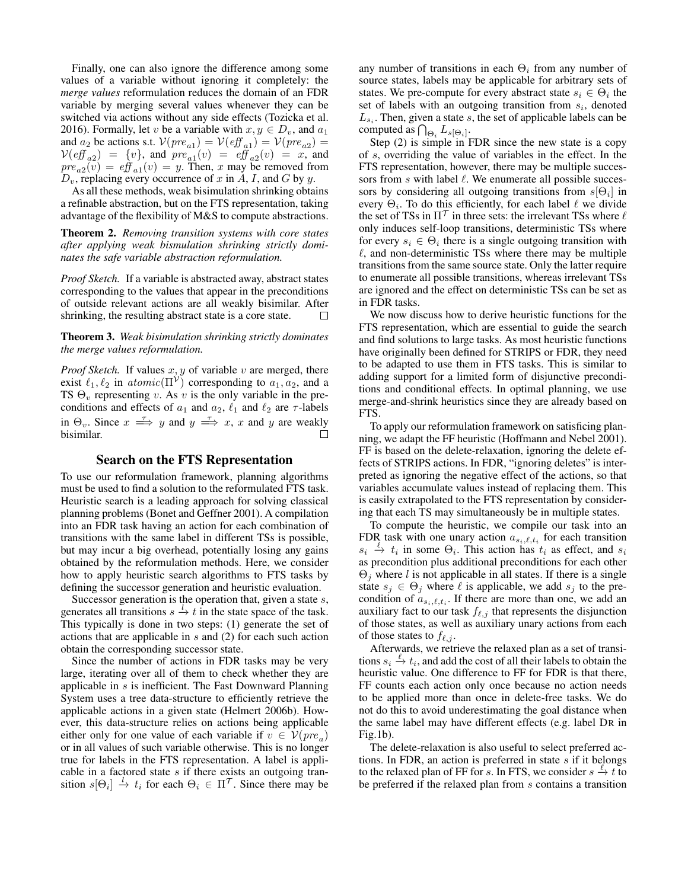Finally, one can also ignore the difference among some values of a variable without ignoring it completely: the *merge values* reformulation reduces the domain of an FDR variable by merging several values whenever they can be switched via actions without any side effects (Tozicka et al. 2016). Formally, let $v$ be a variable with $x, y \in D_v$, and $a_1$ and $a_2$ be actions s.t. $\mathcal{V}(pre_{a1}) = \mathcal{V}(\mathit{eff}_{a1}) = \mathcal{V}(pre_{a2}) = \mathcal{V}(\mathit{eff}_{a2}) = \{v\}$, and $pre_{a1}(v) = \mathit{eff}_{a2}(v) = x$, and $pre_{a2}(v) = \mathit{eff}_{a1}(v) = y$. Then, $x$ may be removed from $D_v$, replacing every occurrence of $x$ in $A$, $I$, and $G$ by $y$.

As all these methods, weak bisimulation shrinking obtains a refinable abstraction, but on the FTS representation, taking advantage of the flexibility of M&S to compute abstractions.

**Theorem 2.** *Removing transition systems with core states after applying weak bismulation shrinking strictly dominates the safe variable abstraction reformulation.*

*Proof Sketch.* If a variable is abstracted away, abstract states corresponding to the values that appear in the preconditions of outside relevant actions are all weakly bisimilar. After shrinking, the resulting abstract state is a core state. □

**Theorem 3.** *Weak bisimulation shrinking strictly dominates the merge values reformulation.*

*Proof Sketch.* If values $x, y$ of variable $v$ are merged, there exist $\ell_1, \ell_2$ in $atomic(\Pi^{\mathcal{V}})$ corresponding to $a_1, a_2$, and a TS $\Theta_v$ representing $v$. As $v$ is the only variable in the preconditions and effects of $a_1$ and $a_2$, $\ell_1$ and $\ell_2$ are $\tau$-labels in $\Theta_v$. Since $x \overset{\tau}{\Longrightarrow} y$ and $y \overset{\tau}{\Longrightarrow} x$, $x$ and $y$ are weakly bisimilar. □

## Search on the FTS Representation

To use our reformulation framework, planning algorithms must be used to find a solution to the reformulated FTS task. Heuristic search is a leading approach for solving classical planning problems (Bonet and Geffner 2001). A compilation into an FDR task having an action for each combination of transitions with the same label in different TSs is possible, but may incur a big overhead, potentially losing any gains obtained by the reformulation methods. Here, we consider how to apply heuristic search algorithms to FTS tasks by defining the successor generation and heuristic evaluation.

Successor generation is the operation that, given a state $s$, generates all transitions $s \xrightarrow{l} t$ in the state space of the task. This typically is done in two steps: (1) generate the set of actions that are applicable in $s$ and (2) for each such action obtain the corresponding successor state.

Since the number of actions in FDR tasks may be very large, iterating over all of them to check whether they are applicable in $s$ is inefficient. The Fast Downward Planning System uses a tree data-structure to efficiently retrieve the applicable actions in a given state (Helmert 2006b). However, this data-structure relies on actions being applicable either only for one value of each variable if $v \in \mathcal{V}(pre_a)$ or in all values of such variable otherwise. This is no longer true for labels in the FTS representation. A label is applicable in a factored state $s$ if there exists an outgoing transition $s[\Theta_i] \xrightarrow{l} t_i$ for each $\Theta_i \in \Pi^{\mathcal{T}}$. Since there may be any number of transitions in each $\Theta_i$ from any number of source states, labels may be applicable for arbitrary sets of states. We pre-compute for every abstract state $s_i \in \Theta_i$ the set of labels with an outgoing transition from $s_i$, denoted $L_{s_i}$. Then, given a state $s$, the set of applicable labels can be computed as $\bigcap_{\Theta_i} L_{s[\Theta_i]}$.

Step (2) is simple in FDR since the new state is a copy of $s$, overriding the value of variables in the effect. In the FTS representation, however, there may be multiple successors from $s$ with label $\ell$. We enumerate all possible successors by considering all outgoing transitions from $s[\Theta_i]$ in every $\Theta_i$. To do this efficiently, for each label $\ell$ we divide the set of TSs in $\Pi^{\mathcal{T}}$ in three sets: the irrelevant TSs where $\ell$ only induces self-loop transitions, deterministic TSs where for every $s_i \in \Theta_i$ there is a single outgoing transition with $\ell$, and non-deterministic TSs where there may be multiple transitions from the same source state. Only the latter require to enumerate all possible transitions, whereas irrelevant TSs are ignored and the effect on deterministic TSs can be set as in FDR tasks.

We now discuss how to derive heuristic functions for the FTS representation, which are essential to guide the search and find solutions to large tasks. As most heuristic functions have originally been defined for STRIPS or FDR, they need to be adapted to use them in FTS tasks. This is similar to adding support for a limited form of disjunctive preconditions and conditional effects. In optimal planning, we use merge-and-shrink heuristics since they are already based on FTS.

To apply our reformulation framework on satisficing planning, we adapt the FF heuristic (Hoffmann and Nebel 2001). FF is based on the delete-relaxation, ignoring the delete effects of STRIPS actions. In FDR, "ignoring deletes" is interpreted as ignoring the negative effect of the actions, so that variables accumulate values instead of replacing them. This is easily extrapolated to the FTS representation by considering that each TS may simultaneously be in multiple states.

To compute the heuristic, we compile our task into an FDR task with one unary action $a_{s_i,\ell,t_i}$ for each transition $s_i \xrightarrow{\ell} t_i$ in some $\Theta_i$. This action has $t_i$ as effect, and $s_i$ as precondition plus additional preconditions for each other $\Theta_j$ where $l$ is not applicable in all states. If there is a single state $s_j \in \Theta_j$ where $\ell$ is applicable, we add $s_j$ to the precondition of $a_{s_i,\ell,t_i}$. If there are more than one, we add an auxiliary fact to our task $f_{\ell,j}$ that represents the disjunction of those states, as well as auxiliary unary actions from each of those states to $f_{\ell,j}$.

Afterwards, we retrieve the relaxed plan as a set of transitions $s_i \xrightarrow{\ell} t_i$, and add the cost of all their labels to obtain the heuristic value. One difference to FF for FDR is that there, FF counts each action only once because no action needs to be applied more than once in delete-free tasks. We do not do this to avoid underestimating the goal distance when the same label may have different effects (e.g. label DR in Fig.1b).

The delete-relaxation is also useful to select preferred actions. In FDR, an action is preferred in state $s$ if it belongs to the relaxed plan of FF for $s$. In FTS, we consider $s \xrightarrow{\ell} t$ to be preferred if the relaxed plan from $s$ contains a transition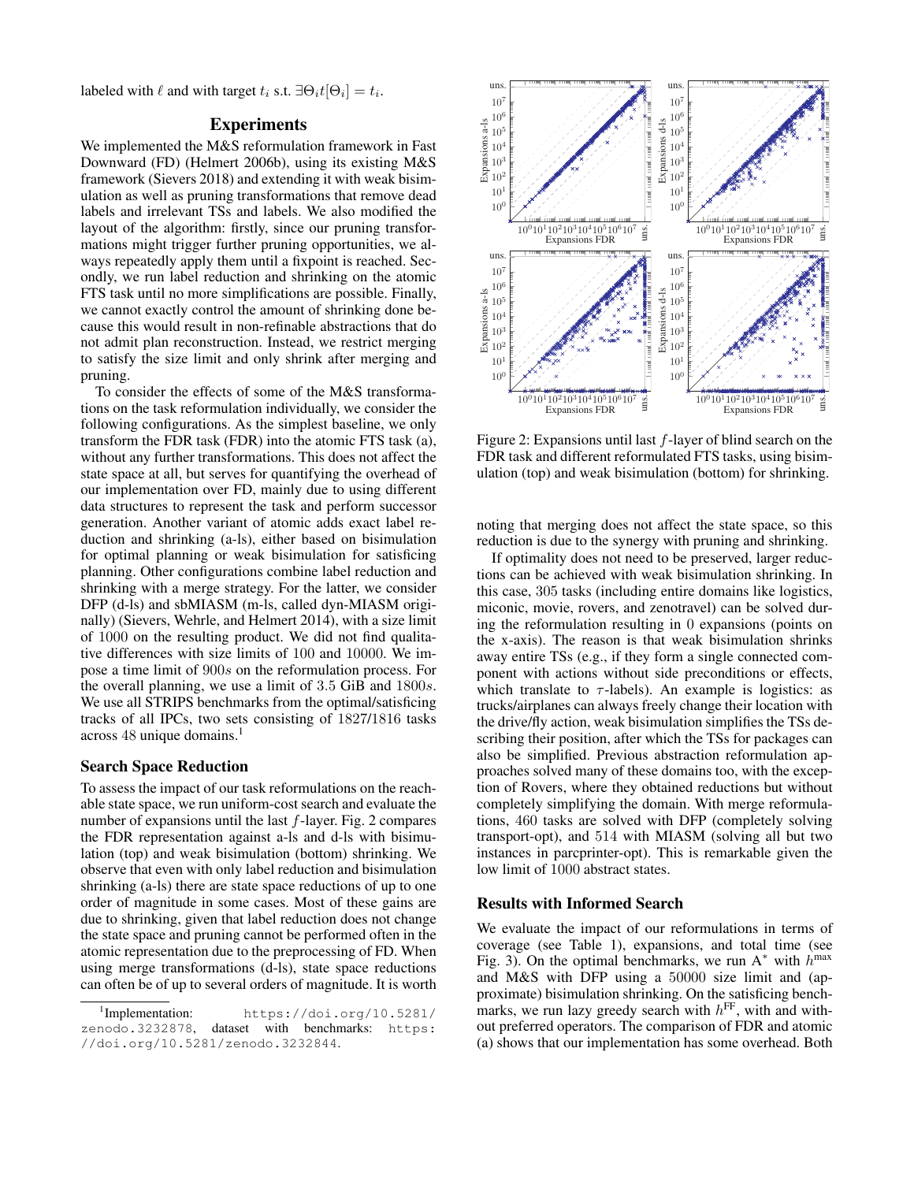labeled with $\ell$ and with target $t_i$ s.t. $\exists \Theta_i t[\Theta_i] = t_i$.

## Experiments

We implemented the M&S reformulation framework in Fast Downward (FD) (Helmert 2006b), using its existing M&S framework (Sievers 2018) and extending it with weak bisimulation as well as pruning transformations that remove dead labels and irrelevant TSs and labels. We also modified the layout of the algorithm: firstly, since our pruning transformations might trigger further pruning opportunities, we always repeatedly apply them until a fixpoint is reached. Secondly, we run label reduction and shrinking on the atomic FTS task until no more simplifications are possible. Finally, we cannot exactly control the amount of shrinking done because this would result in non-refinable abstractions that do not admit plan reconstruction. Instead, we restrict merging to satisfy the size limit and only shrink after merging and pruning.

To consider the effects of some of the M&S transformations on the task reformulation individually, we consider the following configurations. As the simplest baseline, we only transform the FDR task (FDR) into the atomic FTS task (a), without any further transformations. This does not affect the state space at all, but serves for quantifying the overhead of our implementation over FD, mainly due to using different data structures to represent the task and perform successor generation. Another variant of atomic adds exact label reduction and shrinking (a-ls), either based on bisimulation for optimal planning or weak bisimulation for satisficing planning. Other configurations combine label reduction and shrinking with a merge strategy. For the latter, we consider DFP (d-ls) and sbMIASM (m-ls, called dyn-MIASM originally) (Sievers, Wehrle, and Helmert 2014), with a size limit of 1000 on the resulting product. We did not find qualitative differences with size limits of 100 and 10000. We impose a time limit of $900s$ on the reformulation process. For the overall planning, we use a limit of 3.5 GiB and $1800s$. We use all STRIPS benchmarks from the optimal/satisficing tracks of all IPCs, two sets consisting of 1827/1816 tasks across 48 unique domains.[1]

### Search Space Reduction

To assess the impact of our task reformulations on the reachable state space, we run uniform-cost search and evaluate the number of expansions until the last $f$-layer. Fig. 2 compares the FDR representation against a-ls and d-ls with bisimulation (top) and weak bisimulation (bottom) shrinking. We observe that even with only label reduction and bisimulation shrinking (a-ls) there are state space reductions of up to one order of magnitude in some cases. Most of these gains are due to shrinking, given that label reduction does not change the state space and pruning cannot be performed often in the atomic representation due to the preprocessing of FD. When using merge transformations (d-ls), state space reductions can often be of up to several orders of magnitude. It is worth noting that merging does not affect the state space, so this reduction is due to the synergy with pruning and shrinking.

Figure 2: Expansions until last $f$-layer of blind search on the FDR task and different reformulated FTS tasks, using bisimulation (top) and weak bisimulation (bottom) for shrinking.

If optimality does not need to be preserved, larger reductions can be achieved with weak bisimulation shrinking. In this case, 305 tasks (including entire domains like logistics, miconic, movie, rovers, and zenotravel) can be solved during the reformulation resulting in 0 expansions (points on the x-axis). The reason is that weak bisimulation shrinks away entire TSs (e.g., if they form a single connected component with actions without side preconditions or effects, which translate to $\tau$-labels). An example is logistics: as trucks/airplanes can always freely change their location with the drive/fly action, weak bisimulation simplifies the TSs describing their position, after which the TSs for packages can also be simplified. Previous abstraction reformulation approaches solved many of these domains too, with the exception of Rovers, where they obtained reductions but without completely simplifying the domain. With merge reformulations, 460 tasks are solved with DFP (completely solving transport-opt), and 514 with MIASM (solving all but two instances in parcprinter-opt). This is remarkable given the low limit of 1000 abstract states.

### Results with Informed Search

We evaluate the impact of our reformulations in terms of coverage (see Table 1), expansions, and total time (see Fig. 3). On the optimal benchmarks, we run A$^*$ with $h^{\max}$ and M&S with DFP using a 50000 size limit and (approximate) bisimulation shrinking. On the satisficing benchmarks, we run lazy greedy search with $h^{\text{FF}}$, with and without preferred operators. The comparison of FDR and atomic (a) shows that our implementation has some overhead. Both

[1] Implementation: https://doi.org/10.5281/zenodo.3232878, dataset with benchmarks: https://doi.org/10.5281/zenodo.3232844.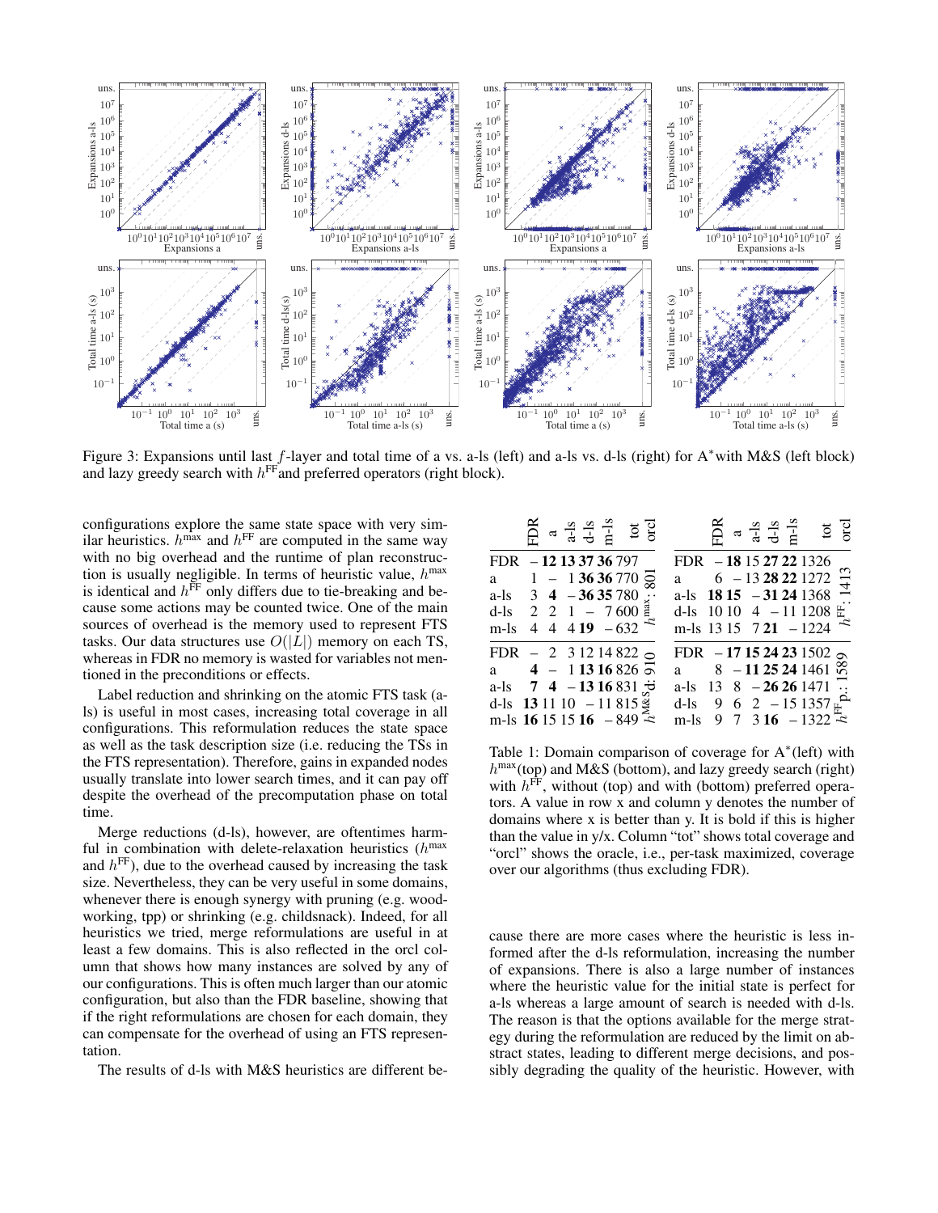Figure 3: Expansions until last $f$-layer and total time of a vs. a-ls (left) and a-ls vs. d-ls (right) for A*with M&S (left block) and lazy greedy search with $h^{\mathrm{FF}}$and preferred operators (right block).

configurations explore the same state space with very similar heuristics. $h^{\max}$ and $h^{\mathrm{FF}}$ are computed in the same way with no big overhead and the runtime of plan reconstruction is usually negligible. In terms of heuristic value, $h^{\max}$ is identical and $h^{\mathrm{FF}}$ only differs due to tie-breaking and because some actions may be counted twice. One of the main sources of overhead is the memory used to represent FTS tasks. Our data structures use $O(|L|)$ memory on each TS, whereas in FDR no memory is wasted for variables not mentioned in the preconditions or effects.

Label reduction and shrinking on the atomic FTS task (a-ls) is useful in most cases, increasing total coverage in all configurations. This reformulation reduces the state space as well as the task description size (i.e. reducing the TSs in the FTS representation). Therefore, gains in expanded nodes usually translate into lower search times, and it can pay off despite the overhead of the precomputation phase on total time.

Merge reductions (d-ls), however, are oftentimes harmful in combination with delete-relaxation heuristics ($h^{\max}$ and $h^{\mathrm{FF}}$), due to the overhead caused by increasing the task size. Nevertheless, they can be very useful in some domains, whenever there is enough synergy with pruning (e.g. woodworking, tpp) or shrinking (e.g. childsnack). Indeed, for all heuristics we tried, merge reformulations are useful in at least a few domains. This is also reflected in the orcl column that shows how many instances are solved by any of our configurations. This is often much larger than our atomic configuration, but also than the FDR baseline, showing that if the right reformulations are chosen for each domain, they can compensate for the overhead of using an FTS representation.

The results of d-ls with M&S heuristics are different be-

| | FDR | a | a-ls | d-ls | m-ls | tot | orcl |
|---|---|---|---|---|---|---|---|
| FDR | – | **12** | **13** | **37** | **36** | 797 | $h^{\max}$: 801 |
| a | 1 | – | 1 | **36** | **36** | 770 | |
| a-ls | 3 | **4** | – | **36** | **35** | 780 | |
| d-ls | 2 | 2 | 1 | – | 7 | 600 | |
| m-ls | 4 | 4 | 4 | **19** | – | 632 | |
| FDR | – | 2 | 3 | 12 | 14 | 822 | $h^{\mathrm{M\&S}}$d: 910 |
| a | **4** | – | 1 | **13** | **16** | 826 | |
| a-ls | **7** | **4** | – | **13** | **16** | 831 | |
| d-ls | **13** | 11 | 10 | – | 11 | 815 | |
| m-ls | **16** | 15 | 15 | **16** | – | 849 | |

| | FDR | a | a-ls | d-ls | m-ls | tot | orcl |
|---|---|---|---|---|---|---|---|
| FDR | – | **18** | 15 | **27** | **22** | 1326 | $h^{\mathrm{FF}}$: 1413 |
| a | 6 | – | 13 | **28** | **22** | 1272 | |
| a-ls | **18** | **15** | – | **31** | **24** | 1368 | |
| d-ls | 10 | 10 | 4 | – | 11 | 1208 | |
| m-ls | 13 | 15 | 7 | **21** | – | 1224 | |
| FDR | – | **17** | **15** | **24** | **23** | 1502 | $h^{\mathrm{FF}}$p.: 1589 |
| a | 8 | – | **11** | **25** | **24** | 1461 | |
| a-ls | 13 | 8 | – | **26** | **26** | 1471 | |
| d-ls | 9 | 6 | 2 | – | 15 | 1357 | |
| m-ls | 9 | 7 | 3 | **16** | – | 1322 | |

Table 1: Domain comparison of coverage for A*(left) with $h^{\max}$(top) and M&S (bottom), and lazy greedy search (right) with $h^{\mathrm{FF}}$, without (top) and with (bottom) preferred operators. A value in row x and column y denotes the number of domains where x is better than y. It is bold if this is higher than the value in y/x. Column "tot" shows total coverage and "orcl" shows the oracle, i.e., per-task maximized, coverage over our algorithms (thus excluding FDR).

cause there are more cases where the heuristic is less informed after the d-ls reformulation, increasing the number of expansions. There is also a large number of instances where the heuristic value for the initial state is perfect for a-ls whereas a large amount of search is needed with d-ls. The reason is that the options available for the merge strategy during the reformulation are reduced by the limit on abstract states, leading to different merge decisions, and possibly degrading the quality of the heuristic. However, with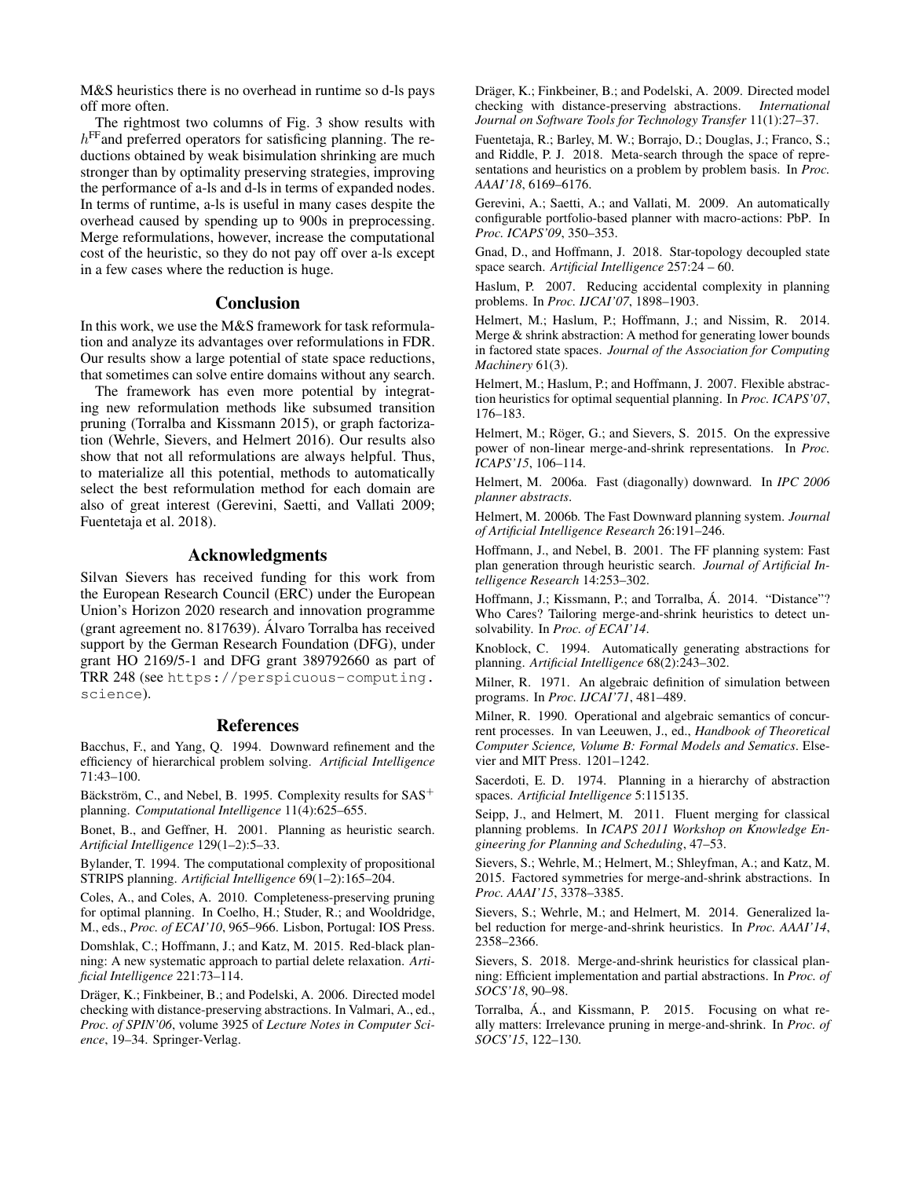M&S heuristics there is no overhead in runtime so d-ls pays off more often.

The rightmost two columns of Fig. 3 show results with $h^{FF}$and preferred operators for satisficing planning. The reductions obtained by weak bisimulation shrinking are much stronger than by optimality preserving strategies, improving the performance of a-ls and d-ls in terms of expanded nodes. In terms of runtime, a-ls is useful in many cases despite the overhead caused by spending up to 900s in preprocessing. Merge reformulations, however, increase the computational cost of the heuristic, so they do not pay off over a-ls except in a few cases where the reduction is huge.

## Conclusion

In this work, we use the M&S framework for task reformulation and analyze its advantages over reformulations in FDR. Our results show a large potential of state space reductions, that sometimes can solve entire domains without any search.

The framework has even more potential by integrating new reformulation methods like subsumed transition pruning (Torralba and Kissmann 2015), or graph factorization (Wehrle, Sievers, and Helmert 2016). Our results also show that not all reformulations are always helpful. Thus, to materialize all this potential, methods to automatically select the best reformulation method for each domain are also of great interest (Gerevini, Saetti, and Vallati 2009; Fuentetaja et al. 2018).

## Acknowledgments

Silvan Sievers has received funding for this work from the European Research Council (ERC) under the European Union's Horizon 2020 research and innovation programme (grant agreement no. 817639). Álvaro Torralba has received support by the German Research Foundation (DFG), under grant HO 2169/5-1 and DFG grant 389792660 as part of TRR 248 (see https://perspicuous-computing.science).

## References

Bacchus, F., and Yang, Q. 1994. Downward refinement and the efficiency of hierarchical problem solving. *Artificial Intelligence* 71:43–100.

Bäckström, C., and Nebel, B. 1995. Complexity results for SAS$^+$ planning. *Computational Intelligence* 11(4):625–655.

Bonet, B., and Geffner, H. 2001. Planning as heuristic search. *Artificial Intelligence* 129(1–2):5–33.

Bylander, T. 1994. The computational complexity of propositional STRIPS planning. *Artificial Intelligence* 69(1–2):165–204.

Coles, A., and Coles, A. 2010. Completeness-preserving pruning for optimal planning. In Coelho, H.; Studer, R.; and Wooldridge, M., eds., *Proc. of ECAI'10*, 965–966. Lisbon, Portugal: IOS Press.

Domshlak, C.; Hoffmann, J.; and Katz, M. 2015. Red-black planning: A new systematic approach to partial delete relaxation. *Artificial Intelligence* 221:73–114.

Dräger, K.; Finkbeiner, B.; and Podelski, A. 2006. Directed model checking with distance-preserving abstractions. In Valmari, A., ed., *Proc. of SPIN'06*, volume 3925 of *Lecture Notes in Computer Science*, 19–34. Springer-Verlag.

Dräger, K.; Finkbeiner, B.; and Podelski, A. 2009. Directed model checking with distance-preserving abstractions. *International Journal on Software Tools for Technology Transfer* 11(1):27–37.

Fuentetaja, R.; Barley, M. W.; Borrajo, D.; Douglas, J.; Franco, S.; and Riddle, P. J. 2018. Meta-search through the space of representations and heuristics on a problem by problem basis. In *Proc. AAAI'18*, 6169–6176.

Gerevini, A.; Saetti, A.; and Vallati, M. 2009. An automatically configurable portfolio-based planner with macro-actions: PbP. In *Proc. ICAPS'09*, 350–353.

Gnad, D., and Hoffmann, J. 2018. Star-topology decoupled state space search. *Artificial Intelligence* 257:24 – 60.

Haslum, P. 2007. Reducing accidental complexity in planning problems. In *Proc. IJCAI'07*, 1898–1903.

Helmert, M.; Haslum, P.; Hoffmann, J.; and Nissim, R. 2014. Merge & shrink abstraction: A method for generating lower bounds in factored state spaces. *Journal of the Association for Computing Machinery* 61(3).

Helmert, M.; Haslum, P.; and Hoffmann, J. 2007. Flexible abstraction heuristics for optimal sequential planning. In *Proc. ICAPS'07*, 176–183.

Helmert, M.; Röger, G.; and Sievers, S. 2015. On the expressive power of non-linear merge-and-shrink representations. In *Proc. ICAPS'15*, 106–114.

Helmert, M. 2006a. Fast (diagonally) downward. In *IPC 2006 planner abstracts*.

Helmert, M. 2006b. The Fast Downward planning system. *Journal of Artificial Intelligence Research* 26:191–246.

Hoffmann, J., and Nebel, B. 2001. The FF planning system: Fast plan generation through heuristic search. *Journal of Artificial Intelligence Research* 14:253–302.

Hoffmann, J.; Kissmann, P.; and Torralba, Á. 2014. "Distance"? Who Cares? Tailoring merge-and-shrink heuristics to detect unsolvability. In *Proc. of ECAI'14*.

Knoblock, C. 1994. Automatically generating abstractions for planning. *Artificial Intelligence* 68(2):243–302.

Milner, R. 1971. An algebraic definition of simulation between programs. In *Proc. IJCAI'71*, 481–489.

Milner, R. 1990. Operational and algebraic semantics of concurrent processes. In van Leeuwen, J., ed., *Handbook of Theoretical Computer Science, Volume B: Formal Models and Sematics*. Elsevier and MIT Press. 1201–1242.

Sacerdoti, E. D. 1974. Planning in a hierarchy of abstraction spaces. *Artificial Intelligence* 5:115135.

Seipp, J., and Helmert, M. 2011. Fluent merging for classical planning problems. In *ICAPS 2011 Workshop on Knowledge Engineering for Planning and Scheduling*, 47–53.

Sievers, S.; Wehrle, M.; Helmert, M.; Shleyfman, A.; and Katz, M. 2015. Factored symmetries for merge-and-shrink abstractions. In *Proc. AAAI'15*, 3378–3385.

Sievers, S.; Wehrle, M.; and Helmert, M. 2014. Generalized label reduction for merge-and-shrink heuristics. In *Proc. AAAI'14*, 2358–2366.

Sievers, S. 2018. Merge-and-shrink heuristics for classical planning: Efficient implementation and partial abstractions. In *Proc. of SOCS'18*, 90–98.

Torralba, Á., and Kissmann, P. 2015. Focusing on what really matters: Irrelevance pruning in merge-and-shrink. In *Proc. of SOCS'15*, 122–130.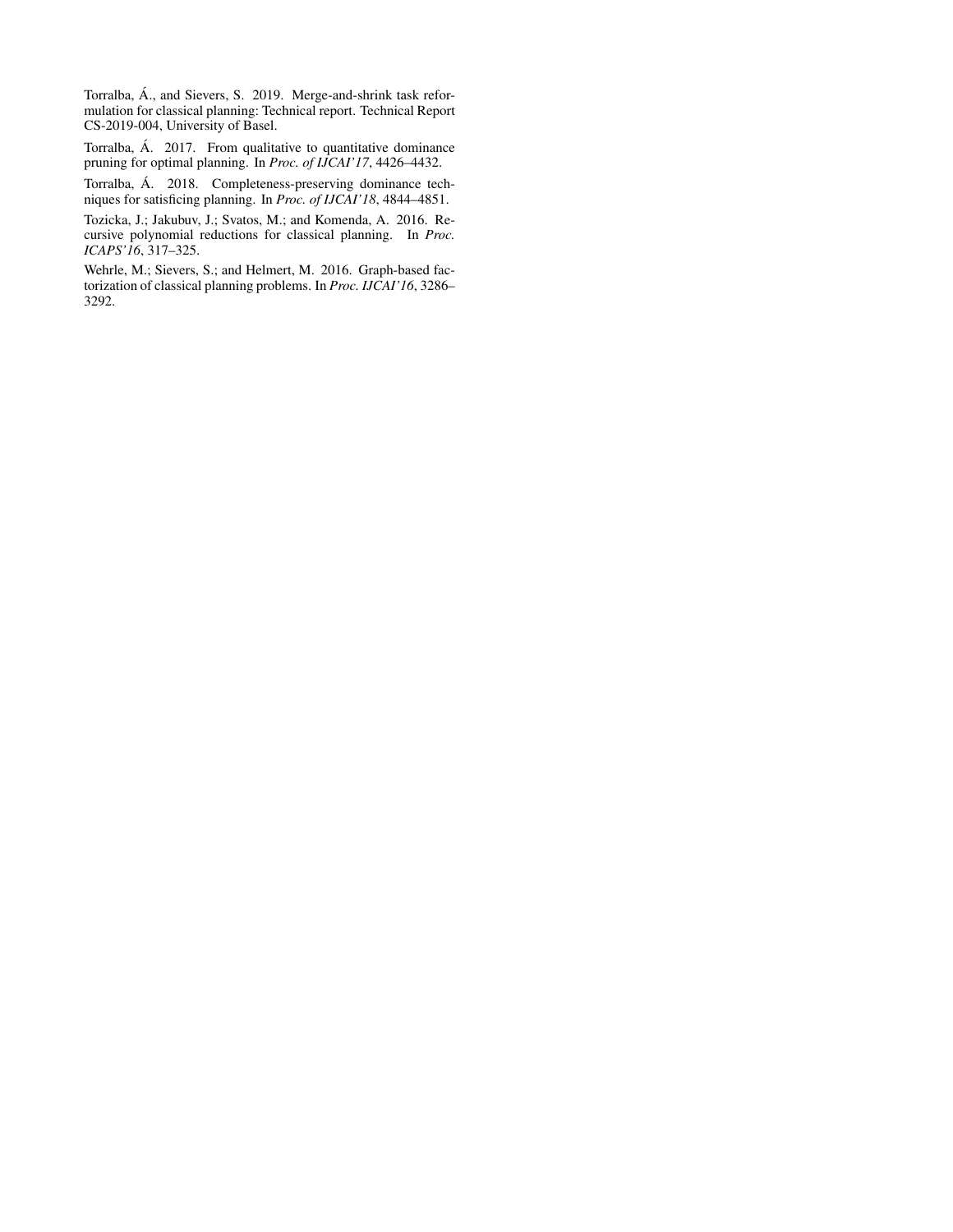Torralba, Á., and Sievers, S. 2019. Merge-and-shrink task reformulation for classical planning: Technical report. Technical Report CS-2019-004, University of Basel.

Torralba, Á. 2017. From qualitative to quantitative dominance pruning for optimal planning. In *Proc. of IJCAI'17*, 4426–4432.

Torralba, Á. 2018. Completeness-preserving dominance techniques for satisficing planning. In *Proc. of IJCAI'18*, 4844–4851.

Tozicka, J.; Jakubuv, J.; Svatos, M.; and Komenda, A. 2016. Recursive polynomial reductions for classical planning. In *Proc. ICAPS'16*, 317–325.

Wehrle, M.; Sievers, S.; and Helmert, M. 2016. Graph-based factorization of classical planning problems. In *Proc. IJCAI'16*, 3286–3292.